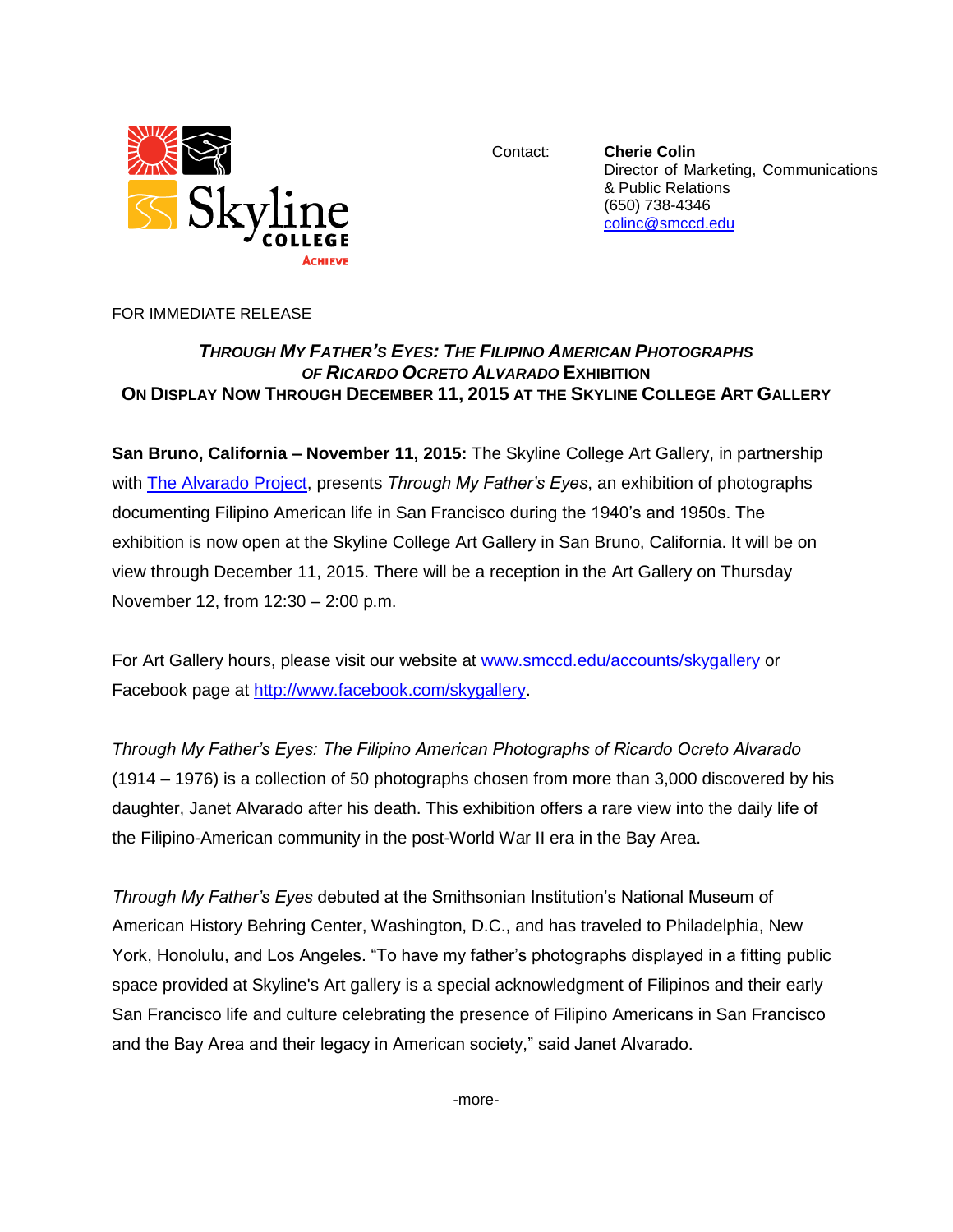Contact: **Cherie Colin**
Director of Marketing, Communications & Public Relations
(650) 738-4346
colinc@smccd.edu

FOR IMMEDIATE RELEASE

## *THROUGH MY FATHER'S EYES: THE FILIPINO AMERICAN PHOTOGRAPHS OF RICARDO OCRETO ALVARADO* EXHIBITION ON DISPLAY NOW THROUGH DECEMBER 11, 2015 AT THE SKYLINE COLLEGE ART GALLERY

**San Bruno, California – November 11, 2015:** The Skyline College Art Gallery, in partnership with The Alvarado Project, presents *Through My Father's Eyes*, an exhibition of photographs documenting Filipino American life in San Francisco during the 1940's and 1950s. The exhibition is now open at the Skyline College Art Gallery in San Bruno, California. It will be on view through December 11, 2015. There will be a reception in the Art Gallery on Thursday November 12, from 12:30 – 2:00 p.m.

For Art Gallery hours, please visit our website at www.smccd.edu/accounts/skygallery or Facebook page at http://www.facebook.com/skygallery.

*Through My Father's Eyes: The Filipino American Photographs of Ricardo Ocreto Alvarado* (1914 – 1976) is a collection of 50 photographs chosen from more than 3,000 discovered by his daughter, Janet Alvarado after his death. This exhibition offers a rare view into the daily life of the Filipino-American community in the post-World War II era in the Bay Area.

*Through My Father's Eyes* debuted at the Smithsonian Institution's National Museum of American History Behring Center, Washington, D.C., and has traveled to Philadelphia, New York, Honolulu, and Los Angeles. "To have my father's photographs displayed in a fitting public space provided at Skyline's Art gallery is a special acknowledgment of Filipinos and their early San Francisco life and culture celebrating the presence of Filipino Americans in San Francisco and the Bay Area and their legacy in American society," said Janet Alvarado.

-more-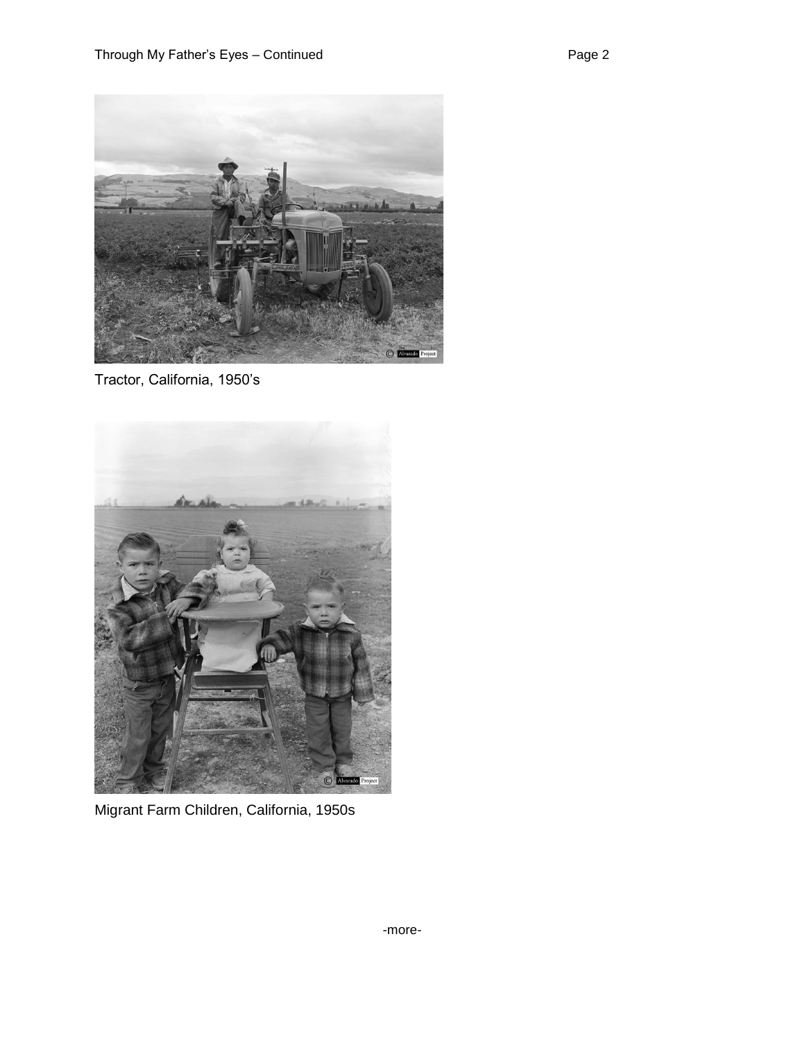Tractor, California, 1950’s

Migrant Farm Children, California, 1950s

-more-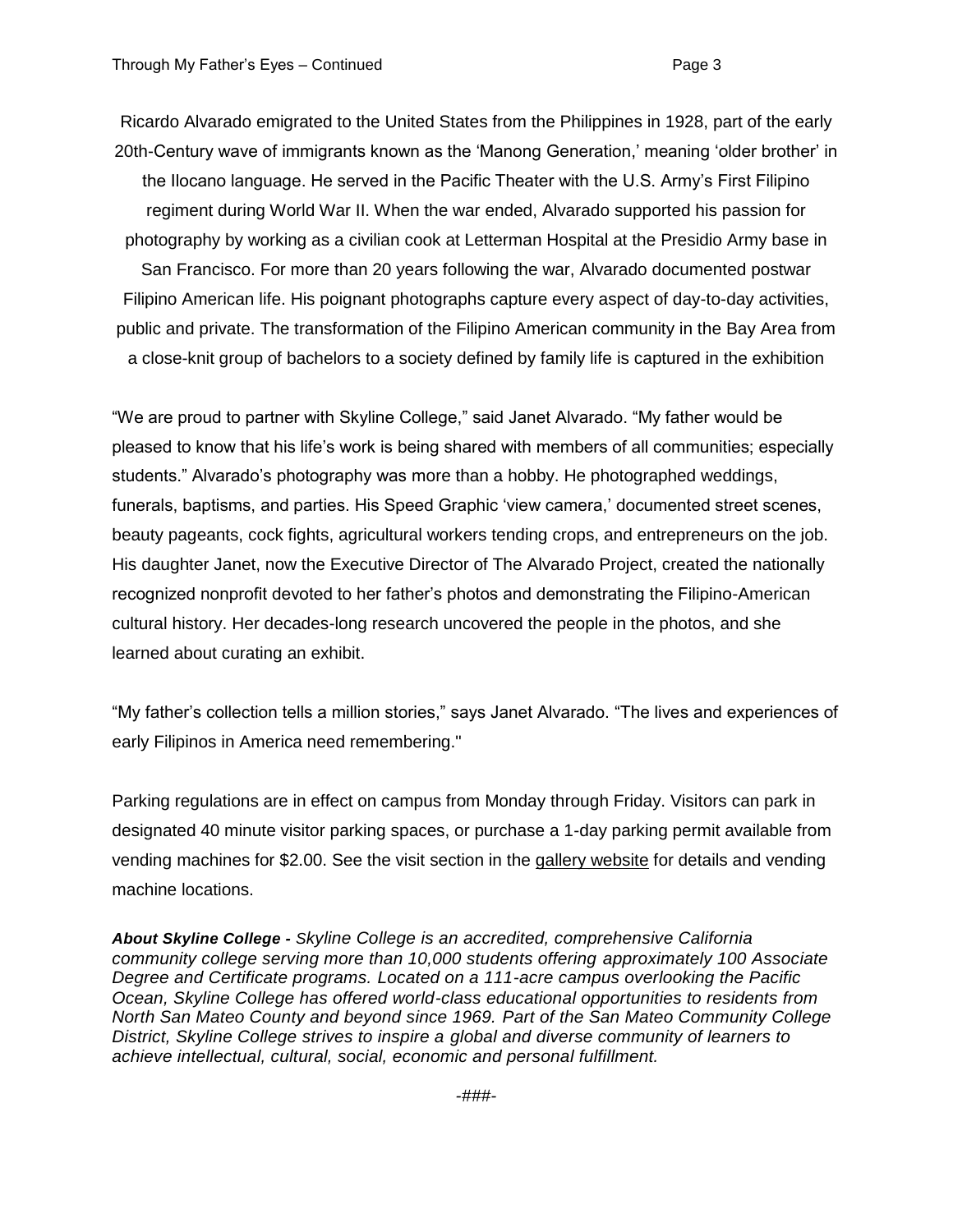Ricardo Alvarado emigrated to the United States from the Philippines in 1928, part of the early 20th-Century wave of immigrants known as the 'Manong Generation,' meaning 'older brother' in the Ilocano language. He served in the Pacific Theater with the U.S. Army's First Filipino regiment during World War II. When the war ended, Alvarado supported his passion for photography by working as a civilian cook at Letterman Hospital at the Presidio Army base in San Francisco. For more than 20 years following the war, Alvarado documented postwar Filipino American life. His poignant photographs capture every aspect of day-to-day activities, public and private. The transformation of the Filipino American community in the Bay Area from a close-knit group of bachelors to a society defined by family life is captured in the exhibition

"We are proud to partner with Skyline College," said Janet Alvarado. "My father would be pleased to know that his life's work is being shared with members of all communities; especially students." Alvarado's photography was more than a hobby. He photographed weddings, funerals, baptisms, and parties. His Speed Graphic 'view camera,' documented street scenes, beauty pageants, cock fights, agricultural workers tending crops, and entrepreneurs on the job. His daughter Janet, now the Executive Director of The Alvarado Project, created the nationally recognized nonprofit devoted to her father's photos and demonstrating the Filipino-American cultural history. Her decades-long research uncovered the people in the photos, and she learned about curating an exhibit.

"My father's collection tells a million stories," says Janet Alvarado. "The lives and experiences of early Filipinos in America need remembering."

Parking regulations are in effect on campus from Monday through Friday. Visitors can park in designated 40 minute visitor parking spaces, or purchase a 1-day parking permit available from vending machines for $2.00. See the visit section in the gallery website for details and vending machine locations.

***About Skyline College -*** *Skyline College is an accredited, comprehensive California community college serving more than 10,000 students offering approximately 100 Associate Degree and Certificate programs. Located on a 111-acre campus overlooking the Pacific Ocean, Skyline College has offered world-class educational opportunities to residents from North San Mateo County and beyond since 1969. Part of the San Mateo Community College District, Skyline College strives to inspire a global and diverse community of learners to achieve intellectual, cultural, social, economic and personal fulfillment.*

-###-